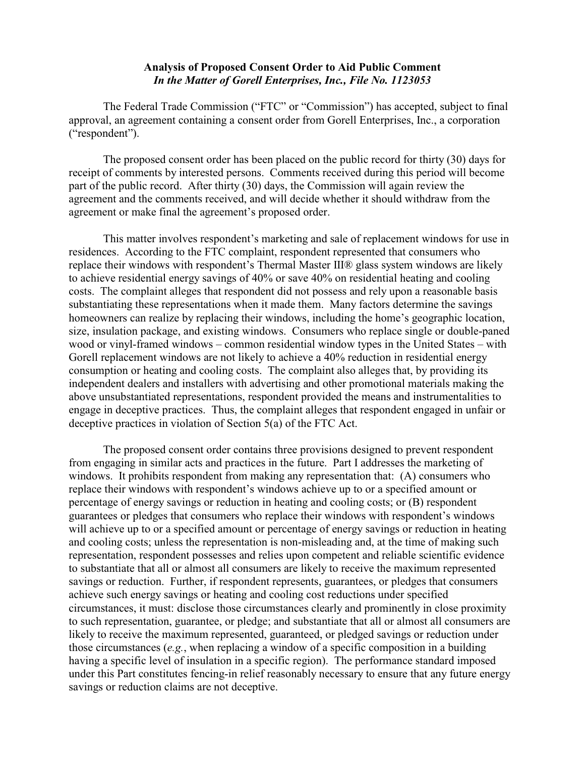**Analysis of Proposed Consent Order to Aid Public Comment**
***In the Matter of Gorell Enterprises, Inc., File No. 1123053***

The Federal Trade Commission ("FTC" or "Commission") has accepted, subject to final approval, an agreement containing a consent order from Gorell Enterprises, Inc., a corporation ("respondent").

The proposed consent order has been placed on the public record for thirty (30) days for receipt of comments by interested persons. Comments received during this period will become part of the public record. After thirty (30) days, the Commission will again review the agreement and the comments received, and will decide whether it should withdraw from the agreement or make final the agreement's proposed order.

This matter involves respondent's marketing and sale of replacement windows for use in residences. According to the FTC complaint, respondent represented that consumers who replace their windows with respondent's Thermal Master III® glass system windows are likely to achieve residential energy savings of 40% or save 40% on residential heating and cooling costs. The complaint alleges that respondent did not possess and rely upon a reasonable basis substantiating these representations when it made them. Many factors determine the savings homeowners can realize by replacing their windows, including the home's geographic location, size, insulation package, and existing windows. Consumers who replace single or double-paned wood or vinyl-framed windows – common residential window types in the United States – with Gorell replacement windows are not likely to achieve a 40% reduction in residential energy consumption or heating and cooling costs. The complaint also alleges that, by providing its independent dealers and installers with advertising and other promotional materials making the above unsubstantiated representations, respondent provided the means and instrumentalities to engage in deceptive practices. Thus, the complaint alleges that respondent engaged in unfair or deceptive practices in violation of Section 5(a) of the FTC Act.

The proposed consent order contains three provisions designed to prevent respondent from engaging in similar acts and practices in the future. Part I addresses the marketing of windows. It prohibits respondent from making any representation that: (A) consumers who replace their windows with respondent's windows achieve up to or a specified amount or percentage of energy savings or reduction in heating and cooling costs; or (B) respondent guarantees or pledges that consumers who replace their windows with respondent's windows will achieve up to or a specified amount or percentage of energy savings or reduction in heating and cooling costs; unless the representation is non-misleading and, at the time of making such representation, respondent possesses and relies upon competent and reliable scientific evidence to substantiate that all or almost all consumers are likely to receive the maximum represented savings or reduction. Further, if respondent represents, guarantees, or pledges that consumers achieve such energy savings or heating and cooling cost reductions under specified circumstances, it must: disclose those circumstances clearly and prominently in close proximity to such representation, guarantee, or pledge; and substantiate that all or almost all consumers are likely to receive the maximum represented, guaranteed, or pledged savings or reduction under those circumstances (*e.g.*, when replacing a window of a specific composition in a building having a specific level of insulation in a specific region). The performance standard imposed under this Part constitutes fencing-in relief reasonably necessary to ensure that any future energy savings or reduction claims are not deceptive.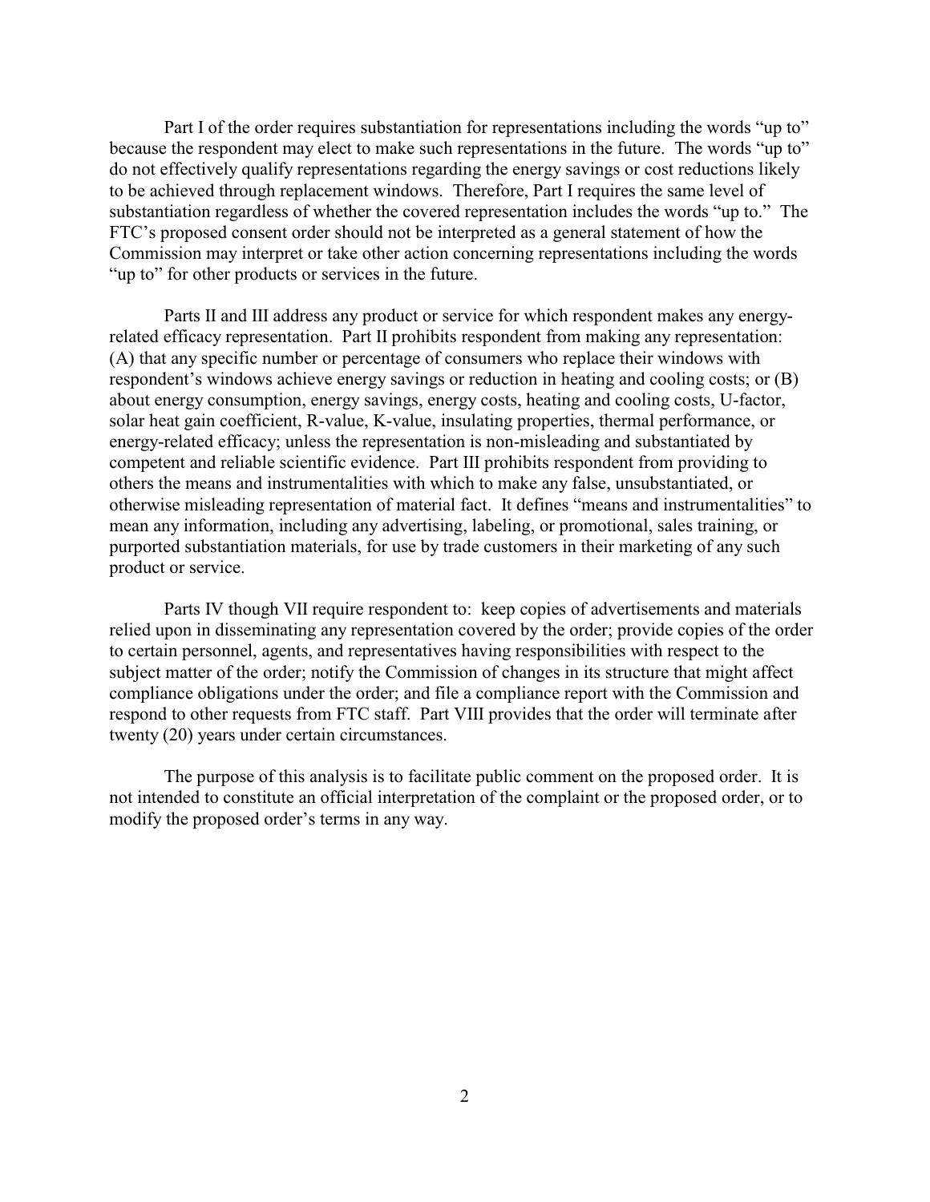Part I of the order requires substantiation for representations including the words "up to" because the respondent may elect to make such representations in the future. The words "up to" do not effectively qualify representations regarding the energy savings or cost reductions likely to be achieved through replacement windows. Therefore, Part I requires the same level of substantiation regardless of whether the covered representation includes the words "up to." The FTC's proposed consent order should not be interpreted as a general statement of how the Commission may interpret or take other action concerning representations including the words "up to" for other products or services in the future.

Parts II and III address any product or service for which respondent makes any energy-related efficacy representation. Part II prohibits respondent from making any representation: (A) that any specific number or percentage of consumers who replace their windows with respondent's windows achieve energy savings or reduction in heating and cooling costs; or (B) about energy consumption, energy savings, energy costs, heating and cooling costs, U-factor, solar heat gain coefficient, R-value, K-value, insulating properties, thermal performance, or energy-related efficacy; unless the representation is non-misleading and substantiated by competent and reliable scientific evidence. Part III prohibits respondent from providing to others the means and instrumentalities with which to make any false, unsubstantiated, or otherwise misleading representation of material fact. It defines "means and instrumentalities" to mean any information, including any advertising, labeling, or promotional, sales training, or purported substantiation materials, for use by trade customers in their marketing of any such product or service.

Parts IV though VII require respondent to: keep copies of advertisements and materials relied upon in disseminating any representation covered by the order; provide copies of the order to certain personnel, agents, and representatives having responsibilities with respect to the subject matter of the order; notify the Commission of changes in its structure that might affect compliance obligations under the order; and file a compliance report with the Commission and respond to other requests from FTC staff. Part VIII provides that the order will terminate after twenty (20) years under certain circumstances.

The purpose of this analysis is to facilitate public comment on the proposed order. It is not intended to constitute an official interpretation of the complaint or the proposed order, or to modify the proposed order's terms in any way.